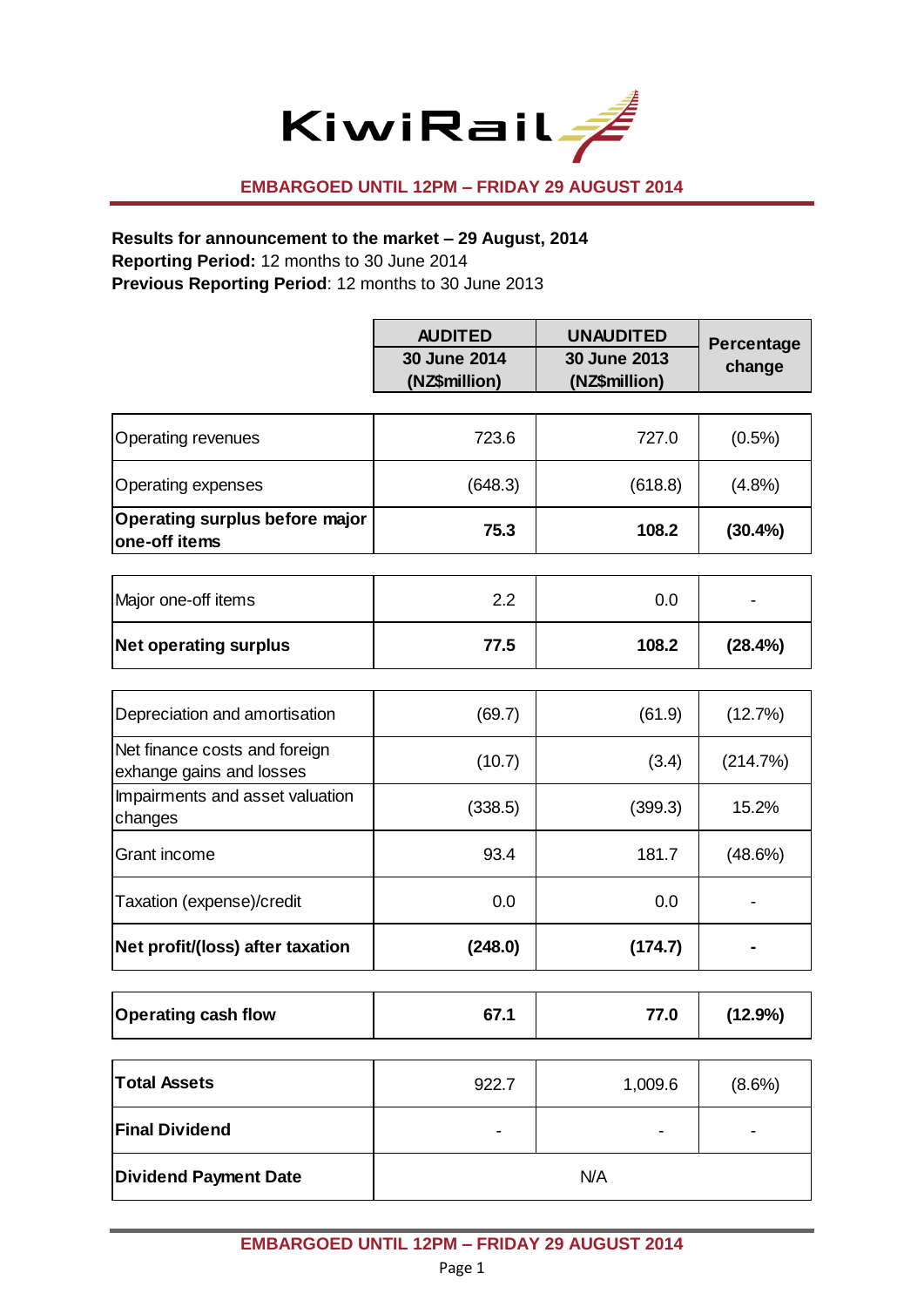KiwiRail

**EMBARGOED UNTIL 12PM – FRIDAY 29 AUGUST 2014**

**Results for announcement to the market – 29 August, 2014**
**Reporting Period:** 12 months to 30 June 2014
**Previous Reporting Period**: 12 months to 30 June 2013

| | AUDITED 30 June 2014 (NZ$million) | UNAUDITED 30 June 2013 (NZ$million) | Percentage change |
|---|---|---|---|
| Operating revenues | 723.6 | 727.0 | (0.5%) |
| Operating expenses | (648.3) | (618.8) | (4.8%) |
| **Operating surplus before major one-off items** | **75.3** | **108.2** | **(30.4%)** |
| Major one-off items | 2.2 | 0.0 | - |
| **Net operating surplus** | **77.5** | **108.2** | **(28.4%)** |
| Depreciation and amortisation | (69.7) | (61.9) | (12.7%) |
| Net finance costs and foreign exhange gains and losses | (10.7) | (3.4) | (214.7%) |
| Impairments and asset valuation changes | (338.5) | (399.3) | 15.2% |
| Grant income | 93.4 | 181.7 | (48.6%) |
| Taxation (expense)/credit | 0.0 | 0.0 | - |
| **Net profit/(loss) after taxation** | **(248.0)** | **(174.7)** | **-** |
| **Operating cash flow** | **67.1** | **77.0** | **(12.9%)** |
| **Total Assets** | 922.7 | 1,009.6 | (8.6%) |
| **Final Dividend** | - | - | - |
| **Dividend Payment Date** | N/A | | |

**EMBARGOED UNTIL 12PM – FRIDAY 29 AUGUST 2014**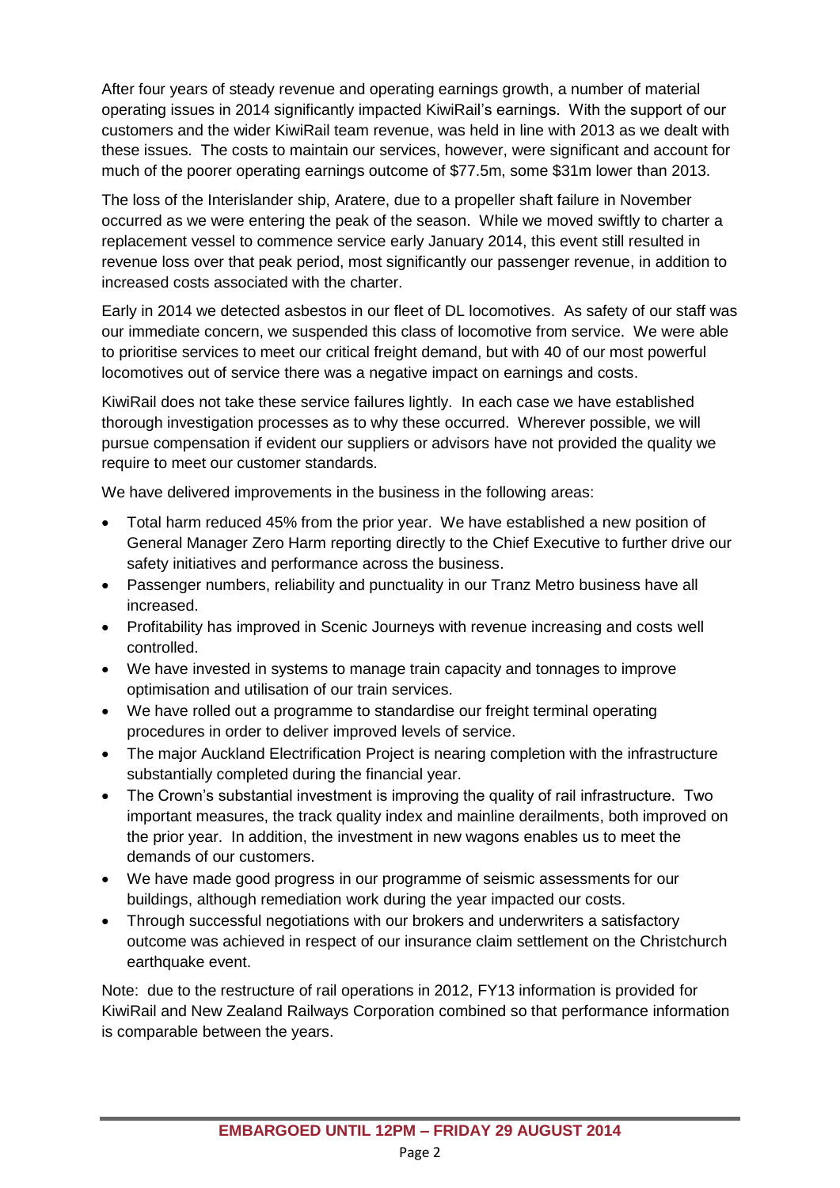After four years of steady revenue and operating earnings growth, a number of material operating issues in 2014 significantly impacted KiwiRail's earnings. With the support of our customers and the wider KiwiRail team revenue, was held in line with 2013 as we dealt with these issues. The costs to maintain our services, however, were significant and account for much of the poorer operating earnings outcome of $77.5m, some $31m lower than 2013.

The loss of the Interislander ship, Aratere, due to a propeller shaft failure in November occurred as we were entering the peak of the season. While we moved swiftly to charter a replacement vessel to commence service early January 2014, this event still resulted in revenue loss over that peak period, most significantly our passenger revenue, in addition to increased costs associated with the charter.

Early in 2014 we detected asbestos in our fleet of DL locomotives. As safety of our staff was our immediate concern, we suspended this class of locomotive from service. We were able to prioritise services to meet our critical freight demand, but with 40 of our most powerful locomotives out of service there was a negative impact on earnings and costs.

KiwiRail does not take these service failures lightly. In each case we have established thorough investigation processes as to why these occurred. Wherever possible, we will pursue compensation if evident our suppliers or advisors have not provided the quality we require to meet our customer standards.

We have delivered improvements in the business in the following areas:

- Total harm reduced 45% from the prior year. We have established a new position of General Manager Zero Harm reporting directly to the Chief Executive to further drive our safety initiatives and performance across the business.
- Passenger numbers, reliability and punctuality in our Tranz Metro business have all increased.
- Profitability has improved in Scenic Journeys with revenue increasing and costs well controlled.
- We have invested in systems to manage train capacity and tonnages to improve optimisation and utilisation of our train services.
- We have rolled out a programme to standardise our freight terminal operating procedures in order to deliver improved levels of service.
- The major Auckland Electrification Project is nearing completion with the infrastructure substantially completed during the financial year.
- The Crown's substantial investment is improving the quality of rail infrastructure. Two important measures, the track quality index and mainline derailments, both improved on the prior year. In addition, the investment in new wagons enables us to meet the demands of our customers.
- We have made good progress in our programme of seismic assessments for our buildings, although remediation work during the year impacted our costs.
- Through successful negotiations with our brokers and underwriters a satisfactory outcome was achieved in respect of our insurance claim settlement on the Christchurch earthquake event.

Note: due to the restructure of rail operations in 2012, FY13 information is provided for KiwiRail and New Zealand Railways Corporation combined so that performance information is comparable between the years.

**EMBARGOED UNTIL 12PM – FRIDAY 29 AUGUST 2014**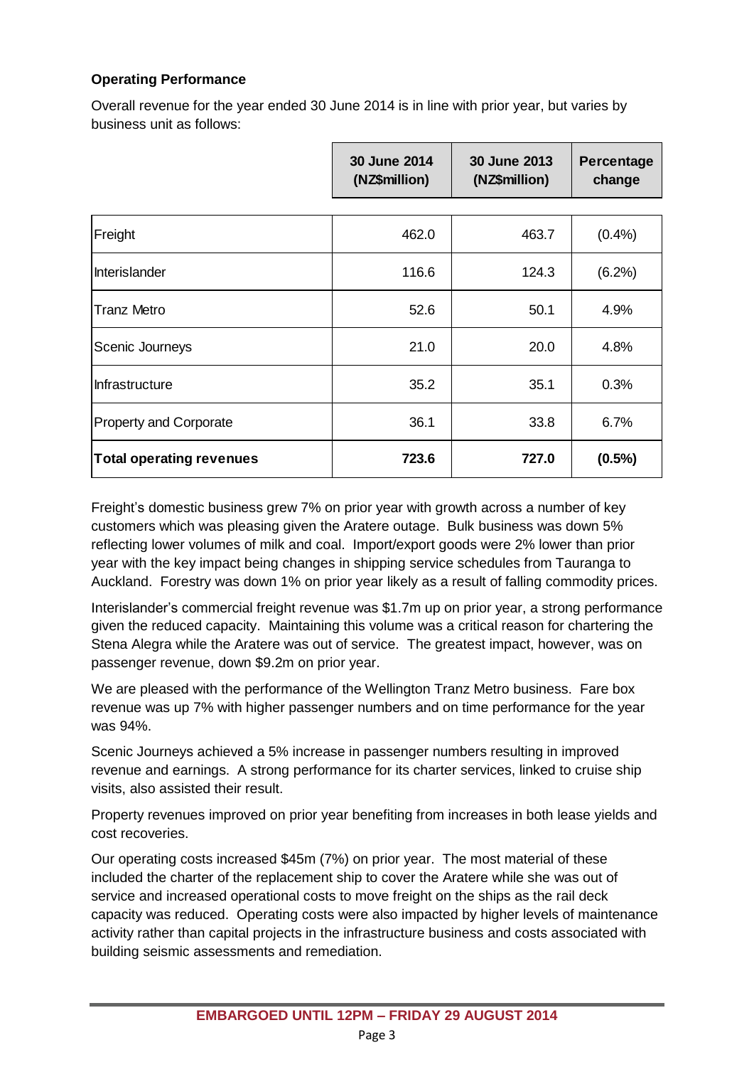**Operating Performance**

Overall revenue for the year ended 30 June 2014 is in line with prior year, but varies by business unit as follows:

| | 30 June 2014 (NZ$million) | 30 June 2013 (NZ$million) | Percentage change |
|---|---|---|---|
| Freight | 462.0 | 463.7 | (0.4%) |
| Interislander | 116.6 | 124.3 | (6.2%) |
| Tranz Metro | 52.6 | 50.1 | 4.9% |
| Scenic Journeys | 21.0 | 20.0 | 4.8% |
| Infrastructure | 35.2 | 35.1 | 0.3% |
| Property and Corporate | 36.1 | 33.8 | 6.7% |
| **Total operating revenues** | **723.6** | **727.0** | **(0.5%)** |

Freight's domestic business grew 7% on prior year with growth across a number of key customers which was pleasing given the Aratere outage. Bulk business was down 5% reflecting lower volumes of milk and coal. Import/export goods were 2% lower than prior year with the key impact being changes in shipping service schedules from Tauranga to Auckland. Forestry was down 1% on prior year likely as a result of falling commodity prices.

Interislander's commercial freight revenue was $1.7m up on prior year, a strong performance given the reduced capacity. Maintaining this volume was a critical reason for chartering the Stena Alegra while the Aratere was out of service. The greatest impact, however, was on passenger revenue, down $9.2m on prior year.

We are pleased with the performance of the Wellington Tranz Metro business. Fare box revenue was up 7% with higher passenger numbers and on time performance for the year was 94%.

Scenic Journeys achieved a 5% increase in passenger numbers resulting in improved revenue and earnings. A strong performance for its charter services, linked to cruise ship visits, also assisted their result.

Property revenues improved on prior year benefiting from increases in both lease yields and cost recoveries.

Our operating costs increased $45m (7%) on prior year. The most material of these included the charter of the replacement ship to cover the Aratere while she was out of service and increased operational costs to move freight on the ships as the rail deck capacity was reduced. Operating costs were also impacted by higher levels of maintenance activity rather than capital projects in the infrastructure business and costs associated with building seismic assessments and remediation.

**EMBARGOED UNTIL 12PM – FRIDAY 29 AUGUST 2014**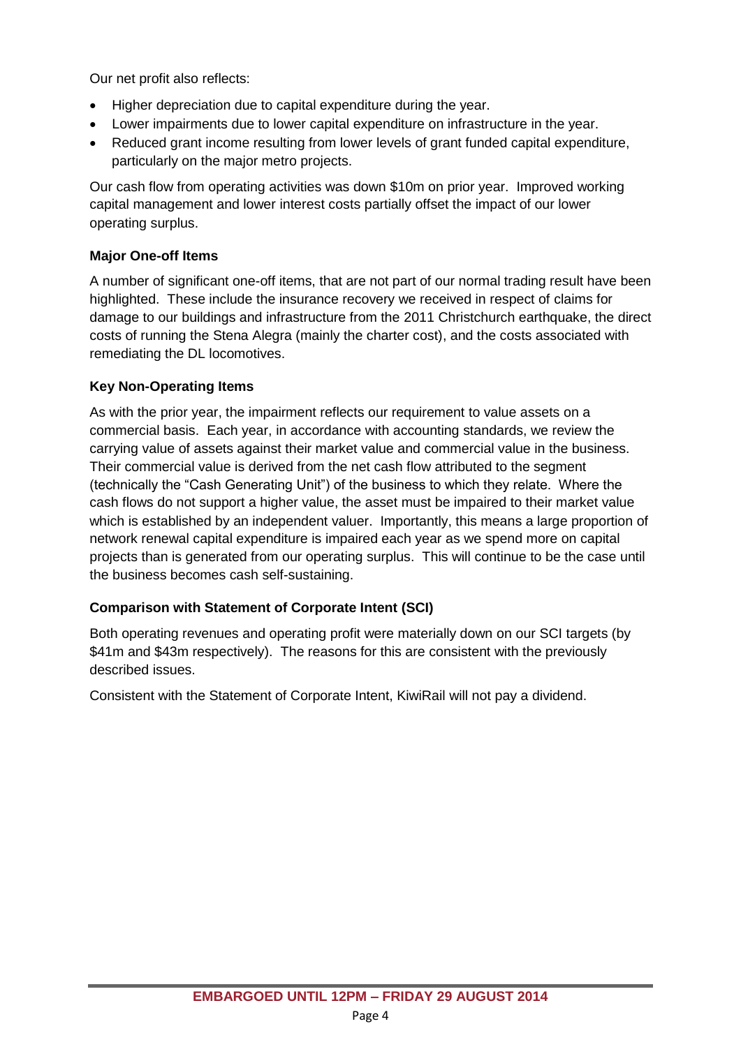Our net profit also reflects:

- Higher depreciation due to capital expenditure during the year.
- Lower impairments due to lower capital expenditure on infrastructure in the year.
- Reduced grant income resulting from lower levels of grant funded capital expenditure, particularly on the major metro projects.

Our cash flow from operating activities was down $10m on prior year. Improved working capital management and lower interest costs partially offset the impact of our lower operating surplus.

**Major One-off Items**

A number of significant one-off items, that are not part of our normal trading result have been highlighted. These include the insurance recovery we received in respect of claims for damage to our buildings and infrastructure from the 2011 Christchurch earthquake, the direct costs of running the Stena Alegra (mainly the charter cost), and the costs associated with remediating the DL locomotives.

**Key Non-Operating Items**

As with the prior year, the impairment reflects our requirement to value assets on a commercial basis. Each year, in accordance with accounting standards, we review the carrying value of assets against their market value and commercial value in the business. Their commercial value is derived from the net cash flow attributed to the segment (technically the "Cash Generating Unit") of the business to which they relate. Where the cash flows do not support a higher value, the asset must be impaired to their market value which is established by an independent valuer. Importantly, this means a large proportion of network renewal capital expenditure is impaired each year as we spend more on capital projects than is generated from our operating surplus. This will continue to be the case until the business becomes cash self-sustaining.

**Comparison with Statement of Corporate Intent (SCI)**

Both operating revenues and operating profit were materially down on our SCI targets (by $41m and $43m respectively). The reasons for this are consistent with the previously described issues.

Consistent with the Statement of Corporate Intent, KiwiRail will not pay a dividend.

**EMBARGOED UNTIL 12PM – FRIDAY 29 AUGUST 2014**